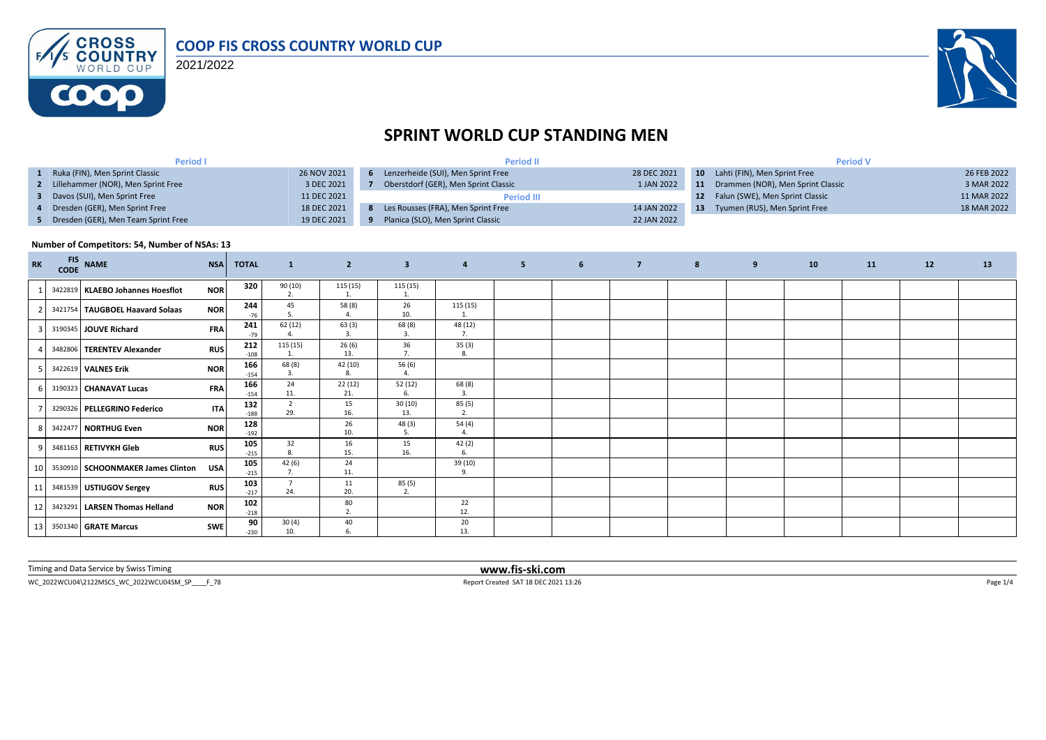# COOP FIS CROSS COUNTRY WORLD CUP

2021/2022

## SPRINT WORLD CUP STANDING MEN

| Period I | | | Period II | | | Period V | | |
|---|---|---|---|---|---|---|---|---|
| 1 | Ruka (FIN), Men Sprint Classic | 26 NOV 2021 | 6 | Lenzerheide (SUI), Men Sprint Free | 28 DEC 2021 | 10 | Lahti (FIN), Men Sprint Free | 26 FEB 2022 |
| 2 | Lillehammer (NOR), Men Sprint Free | 3 DEC 2021 | 7 | Oberstdorf (GER), Men Sprint Classic | 1 JAN 2022 | 11 | Drammen (NOR), Men Sprint Classic | 3 MAR 2022 |
| 3 | Davos (SUI), Men Sprint Free | 11 DEC 2021 | | **Period III** | | 12 | Falun (SWE), Men Sprint Classic | 11 MAR 2022 |
| 4 | Dresden (GER), Men Sprint Free | 18 DEC 2021 | 8 | Les Rousses (FRA), Men Sprint Free | 14 JAN 2022 | 13 | Tyumen (RUS), Men Sprint Free | 18 MAR 2022 |
| 5 | Dresden (GER), Men Team Sprint Free | 19 DEC 2021 | 9 | Planica (SLO), Men Sprint Classic | 22 JAN 2022 | | | |

**Number of Competitors: 54, Number of NSAs: 13**

| RK | FIS CODE | NAME | NSA | TOTAL | 1 | 2 | 3 | 4 | 5 | 6 | 7 | 8 | 9 | 10 | 11 | 12 | 13 |
|---|---|---|---|---|---|---|---|---|---|---|---|---|---|---|---|---|---|
| 1 | 3422819 | **KLAEBO Johannes Hoesflot** | NOR | 320 | 90 (10) 2. | 115 (15) 1. | 115 (15) 1. | | | | | | | | | | |
| 2 | 3421754 | **TAUGBOEL Haavard Solaas** | NOR | 244 -76 | 45 5. | 58 (8) 4. | 26 10. | 115 (15) 1. | | | | | | | | | |
| 3 | 3190345 | **JOUVE Richard** | FRA | 241 -79 | 62 (12) 4. | 63 (3) 3. | 68 (8) 3. | 48 (12) 7. | | | | | | | | | |
| 4 | 3482806 | **TERENTEV Alexander** | RUS | 212 -108 | 115 (15) 1. | 26 (6) 13. | 36 7. | 35 (3) 8. | | | | | | | | | |
| 5 | 3422619 | **VALNES Erik** | NOR | 166 -154 | 68 (8) 3. | 42 (10) 8. | 56 (6) 4. | | | | | | | | | | |
| 6 | 3190323 | **CHANAVAT Lucas** | FRA | 166 -154 | 24 11. | 22 (12) 21. | 52 (12) 6. | 68 (8) 3. | | | | | | | | | |
| 7 | 3290326 | **PELLEGRINO Federico** | ITA | 132 -188 | 2 29. | 15 16. | 30 (10) 13. | 85 (5) 2. | | | | | | | | | |
| 8 | 3422477 | **NORTHUG Even** | NOR | 128 -192 | | 26 10. | 48 (3) 5. | 54 (4) 4. | | | | | | | | | |
| 9 | 3481163 | **RETIVYKH Gleb** | RUS | 105 -215 | 32 8. | 16 15. | 15 16. | 42 (2) 6. | | | | | | | | | |
| 10 | 3530910 | **SCHOONMAKER James Clinton** | USA | 105 -215 | 42 (6) 7. | 24 11. | | 39 (10) 9. | | | | | | | | | |
| 11 | 3481539 | **USTIUGOV Sergey** | RUS | 103 -217 | 7 24. | 11 20. | 85 (5) 2. | | | | | | | | | | |
| 12 | 3423291 | **LARSEN Thomas Helland** | NOR | 102 -218 | | 80 2. | | 22 12. | | | | | | | | | |
| 13 | 3501340 | **GRATE Marcus** | SWE | 90 -230 | 30 (4) 10. | 40 6. | | 20 13. | | | | | | | | | |

Timing and Data Service by Swiss Timing

**www.fis-ski.com**

WC_2022WCU04\2122MSCS_WC_2022WCU04SM_SP____F_78

Report Created SAT 18 DEC 2021 13:26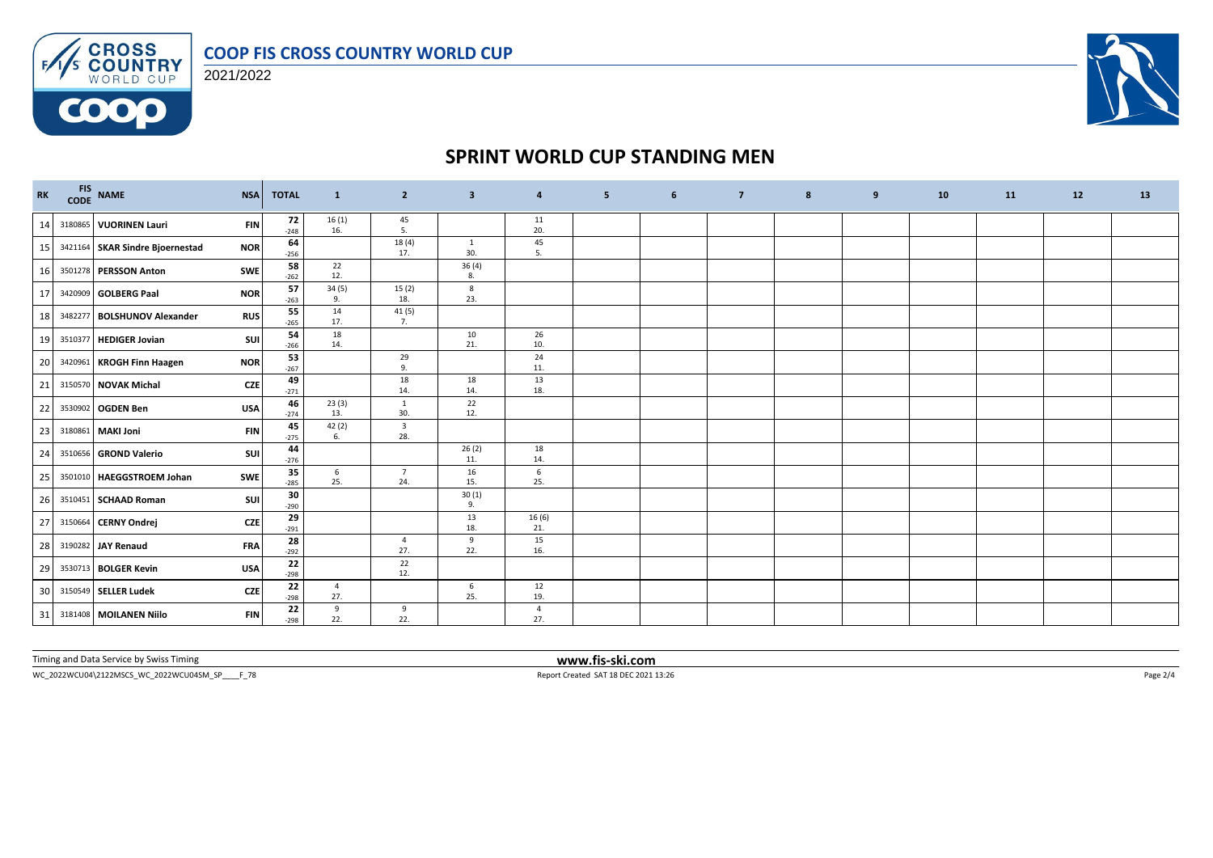# SPRINT WORLD CUP STANDING MEN

| RK | FIS CODE | NAME | NSA | TOTAL | 1 | 2 | 3 | 4 | 5 | 6 | 7 | 8 | 9 | 10 | 11 | 12 | 13 |
|---|---|---|---|---|---|---|---|---|---|---|---|---|---|---|---|---|---|
| 14 | 3180865 | **VUORINEN Lauri** | **FIN** | **72** -248 | 16 (1) 16. | 45 5. | | 11 20. | | | | | | | | | |
| 15 | 3421164 | **SKAR Sindre Bjoernestad** | **NOR** | **64** -256 | | 18 (4) 17. | 1 30. | 45 5. | | | | | | | | | |
| 16 | 3501278 | **PERSSON Anton** | **SWE** | **58** -262 | 22 12. | | 36 (4) 8. | | | | | | | | | | |
| 17 | 3420909 | **GOLBERG Paal** | **NOR** | **57** -263 | 34 (5) 9. | 15 (2) 18. | 8 23. | | | | | | | | | | |
| 18 | 3482277 | **BOLSHUNOV Alexander** | **RUS** | **55** -265 | 14 17. | 41 (5) 7. | | | | | | | | | | | |
| 19 | 3510377 | **HEDIGER Jovian** | **SUI** | **54** -266 | 18 14. | | 10 21. | 26 10. | | | | | | | | | |
| 20 | 3420961 | **KROGH Finn Haagen** | **NOR** | **53** -267 | | 29 9. | | 24 11. | | | | | | | | | |
| 21 | 3150570 | **NOVAK Michal** | **CZE** | **49** -271 | | 18 14. | 18 14. | 13 18. | | | | | | | | | |
| 22 | 3530902 | **OGDEN Ben** | **USA** | **46** -274 | 23 (3) 13. | 1 30. | 22 12. | | | | | | | | | | |
| 23 | 3180861 | **MAKI Joni** | **FIN** | **45** -275 | 42 (2) 6. | 3 28. | | | | | | | | | | | |
| 24 | 3510656 | **GROND Valerio** | **SUI** | **44** -276 | | | 26 (2) 11. | 18 14. | | | | | | | | | |
| 25 | 3501010 | **HAEGGSTROEM Johan** | **SWE** | **35** -285 | 6 25. | 7 24. | 16 15. | 6 25. | | | | | | | | | |
| 26 | 3510451 | **SCHAAD Roman** | **SUI** | **30** -290 | | | 30 (1) 9. | | | | | | | | | | |
| 27 | 3150664 | **CERNY Ondrej** | **CZE** | **29** -291 | | | 13 18. | 16 (6) 21. | | | | | | | | | |
| 28 | 3190282 | **JAY Renaud** | **FRA** | **28** -292 | | 4 27. | 9 22. | 15 16. | | | | | | | | | |
| 29 | 3530713 | **BOLGER Kevin** | **USA** | **22** -298 | | 22 12. | | | | | | | | | | | |
| 30 | 3150549 | **SELLER Ludek** | **CZE** | **22** -298 | 4 27. | | 6 25. | 12 19. | | | | | | | | | |
| 31 | 3181408 | **MOILANEN Niilo** | **FIN** | **22** -298 | 9 22. | 9 22. | | 4 27. | | | | | | | | | |

Timing and Data Service by Swiss Timing

www.fis-ski.com

WC_2022WCU04\2122MSCS_WC_2022WCU04SM_SP____F_78

Report Created SAT 18 DEC 2021 13:26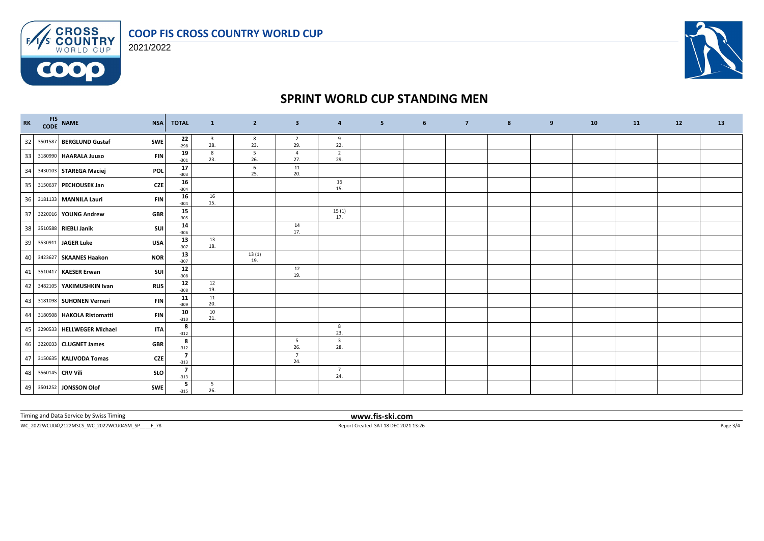# COOP FIS CROSS COUNTRY WORLD CUP

2021/2022

## SPRINT WORLD CUP STANDING MEN

| RK | FIS CODE | NAME | NSA | TOTAL | 1 | 2 | 3 | 4 | 5 | 6 | 7 | 8 | 9 | 10 | 11 | 12 | 13 |
|---|---|---|---|---|---|---|---|---|---|---|---|---|---|---|---|---|---|
| 32 | 3501587 | **BERGLUND Gustaf** | SWE | **22** -298 | 3 28. | 8 23. | 2 29. | 9 22. | | | | | | | | | |
| 33 | 3180990 | **HAARALA Juuso** | FIN | **19** -301 | 8 23. | 5 26. | 4 27. | 2 29. | | | | | | | | | |
| 34 | 3430103 | **STAREGA Maciej** | POL | **17** -303 | | 6 25. | 11 20. | | | | | | | | | | |
| 35 | 3150637 | **PECHOUSEK Jan** | CZE | **16** -304 | | | | 16 15. | | | | | | | | | |
| 36 | 3181133 | **MANNILA Lauri** | FIN | **16** -304 | 16 15. | | | | | | | | | | | | |
| 37 | 3220016 | **YOUNG Andrew** | GBR | **15** -305 | | | | 15 (1) 17. | | | | | | | | | |
| 38 | 3510588 | **RIEBLI Janik** | SUI | **14** -306 | | | 14 17. | | | | | | | | | | |
| 39 | 3530911 | **JAGER Luke** | USA | **13** -307 | 13 18. | | | | | | | | | | | | |
| 40 | 3423627 | **SKAANES Haakon** | NOR | **13** -307 | | 13 (1) 19. | | | | | | | | | | | |
| 41 | 3510417 | **KAESER Erwan** | SUI | **12** -308 | | | 12 19. | | | | | | | | | | |
| 42 | 3482105 | **YAKIMUSHKIN Ivan** | RUS | **12** -308 | 12 19. | | | | | | | | | | | | |
| 43 | 3181098 | **SUHONEN Verneri** | FIN | **11** -309 | 11 20. | | | | | | | | | | | | |
| 44 | 3180508 | **HAKOLA Ristomatti** | FIN | **10** -310 | 10 21. | | | | | | | | | | | | |
| 45 | 3290533 | **HELLWEGER Michael** | ITA | **8** -312 | | | | 8 23. | | | | | | | | | |
| 46 | 3220033 | **CLUGNET James** | GBR | **8** -312 | | | 5 26. | 3 28. | | | | | | | | | |
| 47 | 3150635 | **KALIVODA Tomas** | CZE | **7** -313 | | | 7 24. | | | | | | | | | | |
| 48 | 3560145 | **CRV Vili** | SLO | **7** -313 | | | | 7 24. | | | | | | | | | |
| 49 | 3501252 | **JONSSON Olof** | SWE | **5** -315 | 5 26. | | | | | | | | | | | | |

Timing and Data Service by Swiss Timing

**www.fis-ski.com**

WC_2022WCU04\2122MSCS_WC_2022WCU04SM_SP____F_78

Report Created SAT 18 DEC 2021 13:26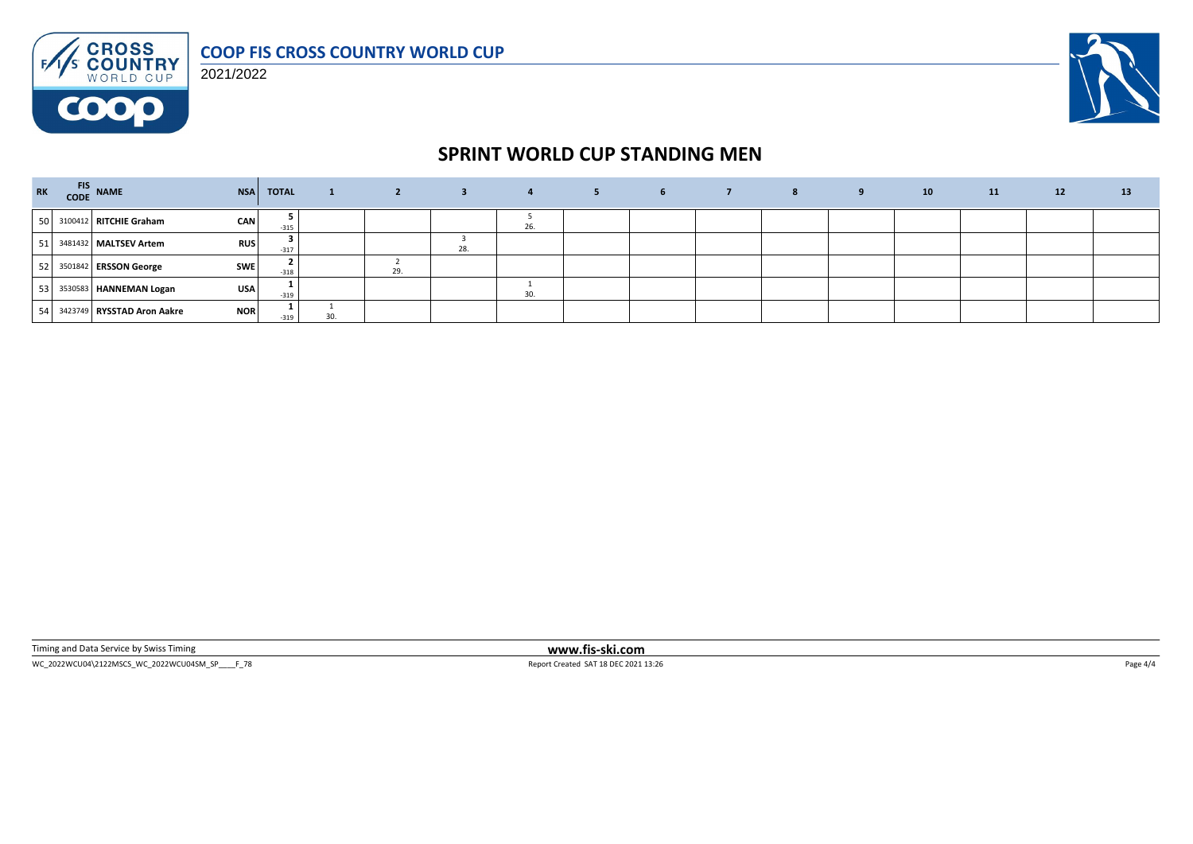## COOP FIS CROSS COUNTRY WORLD CUP

2021/2022

# SPRINT WORLD CUP STANDING MEN

| RK | FIS CODE | NAME | NSA | TOTAL | 1 | 2 | 3 | 4 | 5 | 6 | 7 | 8 | 9 | 10 | 11 | 12 | 13 |
|---|---|---|---|---|---|---|---|---|---|---|---|---|---|---|---|---|---|
| 50 | 3100412 | RITCHIE Graham | CAN | 5<br>-315 | | | | 5<br>26. | | | | | | | | | |
| 51 | 3481432 | MALTSEV Artem | RUS | 3<br>-317 | | | 3<br>28. | | | | | | | | | | |
| 52 | 3501842 | ERSSON George | SWE | 2<br>-318 | | 2<br>29. | | | | | | | | | | | |
| 53 | 3530583 | HANNEMAN Logan | USA | 1<br>-319 | | | | 1<br>30. | | | | | | | | | |
| 54 | 3423749 | RYSSTAD Aron Aakre | NOR | 1<br>-319 | 1<br>30. | | | | | | | | | | | | |

Timing and Data Service by Swiss Timing

www.fis-ski.com

WC_2022WCU04\2122MSCS_WC_2022WCU04SM_SP____F_78

Report Created SAT 18 DEC 2021 13:26